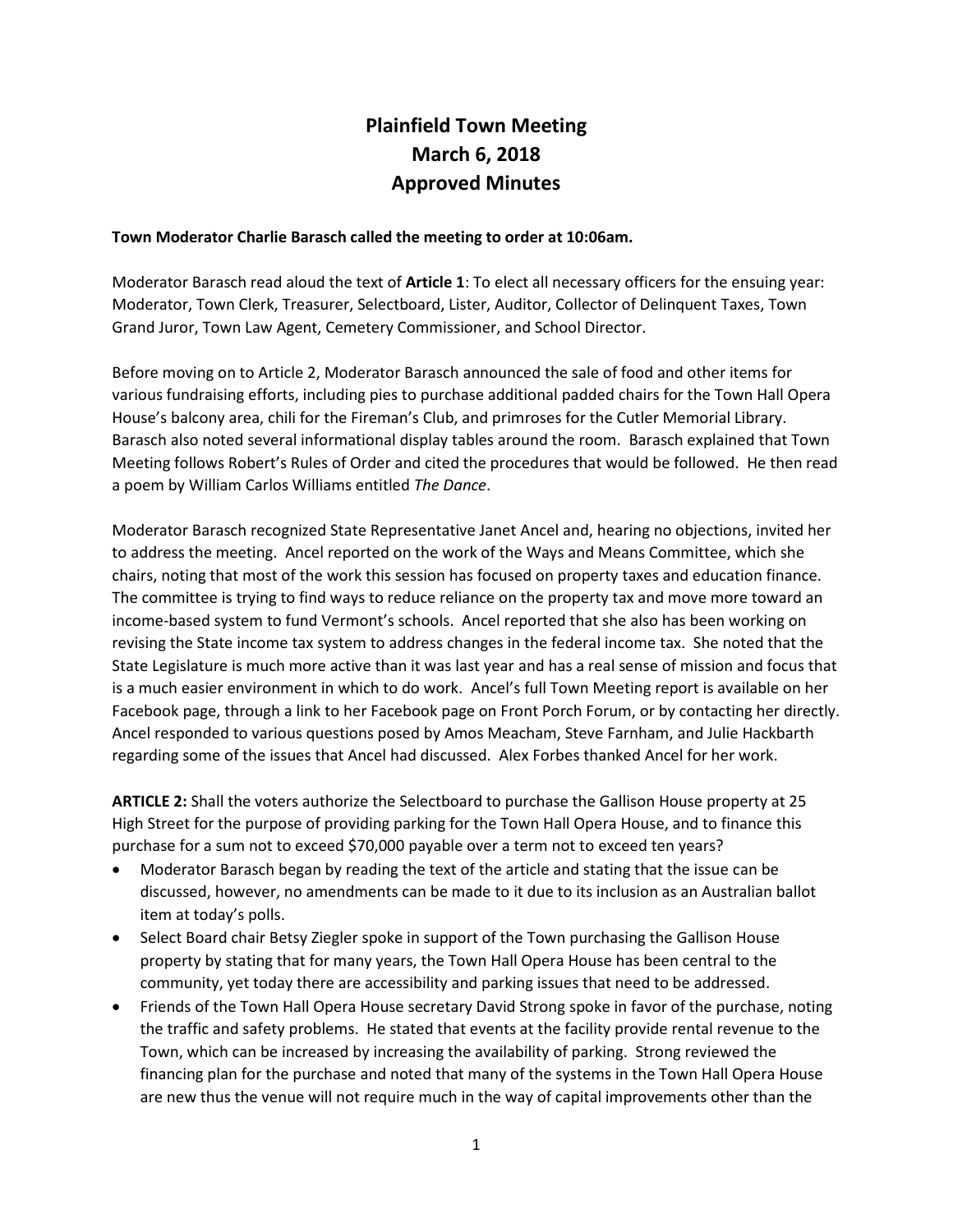# Plainfield Town Meeting
# March 6, 2018
# Approved Minutes

**Town Moderator Charlie Barasch called the meeting to order at 10:06am.**

Moderator Barasch read aloud the text of **Article 1**: To elect all necessary officers for the ensuing year: Moderator, Town Clerk, Treasurer, Selectboard, Lister, Auditor, Collector of Delinquent Taxes, Town Grand Juror, Town Law Agent, Cemetery Commissioner, and School Director.

Before moving on to Article 2, Moderator Barasch announced the sale of food and other items for various fundraising efforts, including pies to purchase additional padded chairs for the Town Hall Opera House's balcony area, chili for the Fireman's Club, and primroses for the Cutler Memorial Library. Barasch also noted several informational display tables around the room. Barasch explained that Town Meeting follows Robert's Rules of Order and cited the procedures that would be followed. He then read a poem by William Carlos Williams entitled *The Dance*.

Moderator Barasch recognized State Representative Janet Ancel and, hearing no objections, invited her to address the meeting. Ancel reported on the work of the Ways and Means Committee, which she chairs, noting that most of the work this session has focused on property taxes and education finance. The committee is trying to find ways to reduce reliance on the property tax and move more toward an income-based system to fund Vermont's schools. Ancel reported that she also has been working on revising the State income tax system to address changes in the federal income tax. She noted that the State Legislature is much more active than it was last year and has a real sense of mission and focus that is a much easier environment in which to do work. Ancel's full Town Meeting report is available on her Facebook page, through a link to her Facebook page on Front Porch Forum, or by contacting her directly. Ancel responded to various questions posed by Amos Meacham, Steve Farnham, and Julie Hackbarth regarding some of the issues that Ancel had discussed. Alex Forbes thanked Ancel for her work.

**ARTICLE 2:** Shall the voters authorize the Selectboard to purchase the Gallison House property at 25 High Street for the purpose of providing parking for the Town Hall Opera House, and to finance this purchase for a sum not to exceed $70,000 payable over a term not to exceed ten years?

- Moderator Barasch began by reading the text of the article and stating that the issue can be discussed, however, no amendments can be made to it due to its inclusion as an Australian ballot item at today's polls.
- Select Board chair Betsy Ziegler spoke in support of the Town purchasing the Gallison House property by stating that for many years, the Town Hall Opera House has been central to the community, yet today there are accessibility and parking issues that need to be addressed.
- Friends of the Town Hall Opera House secretary David Strong spoke in favor of the purchase, noting the traffic and safety problems. He stated that events at the facility provide rental revenue to the Town, which can be increased by increasing the availability of parking. Strong reviewed the financing plan for the purchase and noted that many of the systems in the Town Hall Opera House are new thus the venue will not require much in the way of capital improvements other than the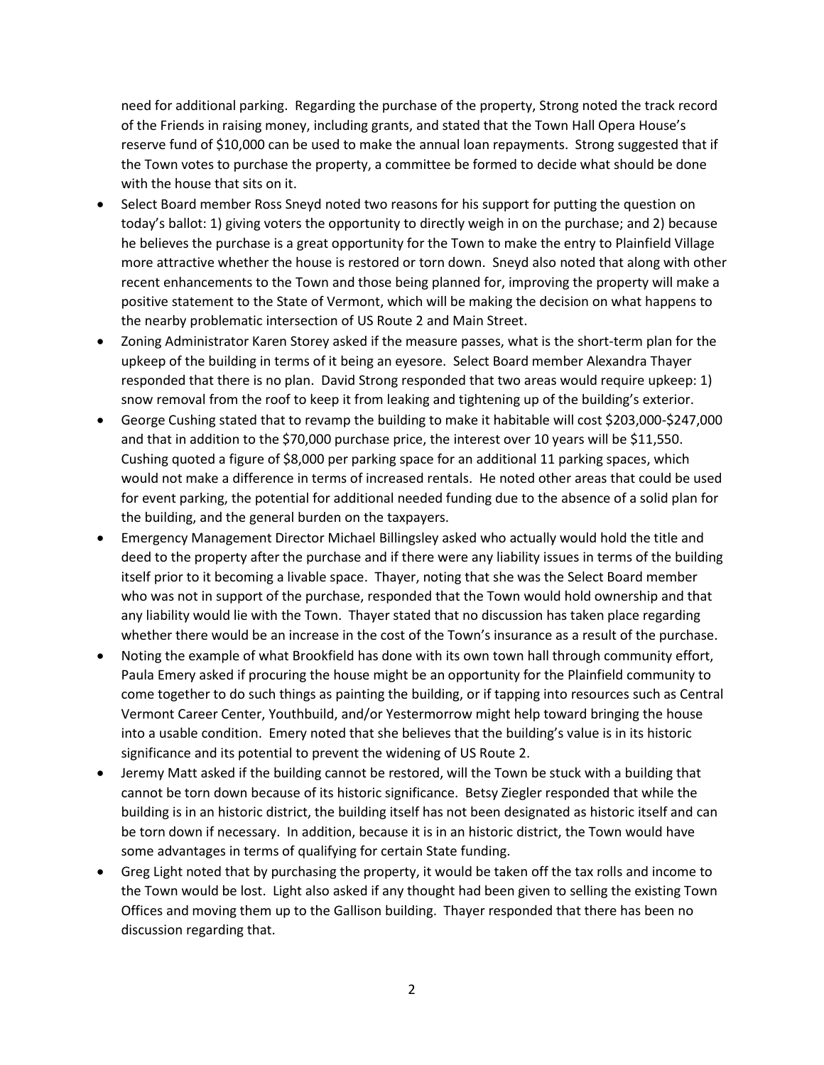need for additional parking. Regarding the purchase of the property, Strong noted the track record of the Friends in raising money, including grants, and stated that the Town Hall Opera House's reserve fund of $10,000 can be used to make the annual loan repayments. Strong suggested that if the Town votes to purchase the property, a committee be formed to decide what should be done with the house that sits on it.

- Select Board member Ross Sneyd noted two reasons for his support for putting the question on today's ballot: 1) giving voters the opportunity to directly weigh in on the purchase; and 2) because he believes the purchase is a great opportunity for the Town to make the entry to Plainfield Village more attractive whether the house is restored or torn down. Sneyd also noted that along with other recent enhancements to the Town and those being planned for, improving the property will make a positive statement to the State of Vermont, which will be making the decision on what happens to the nearby problematic intersection of US Route 2 and Main Street.
- Zoning Administrator Karen Storey asked if the measure passes, what is the short-term plan for the upkeep of the building in terms of it being an eyesore. Select Board member Alexandra Thayer responded that there is no plan. David Strong responded that two areas would require upkeep: 1) snow removal from the roof to keep it from leaking and tightening up of the building's exterior.
- George Cushing stated that to revamp the building to make it habitable will cost $203,000-$247,000 and that in addition to the $70,000 purchase price, the interest over 10 years will be $11,550. Cushing quoted a figure of $8,000 per parking space for an additional 11 parking spaces, which would not make a difference in terms of increased rentals. He noted other areas that could be used for event parking, the potential for additional needed funding due to the absence of a solid plan for the building, and the general burden on the taxpayers.
- Emergency Management Director Michael Billingsley asked who actually would hold the title and deed to the property after the purchase and if there were any liability issues in terms of the building itself prior to it becoming a livable space. Thayer, noting that she was the Select Board member who was not in support of the purchase, responded that the Town would hold ownership and that any liability would lie with the Town. Thayer stated that no discussion has taken place regarding whether there would be an increase in the cost of the Town's insurance as a result of the purchase.
- Noting the example of what Brookfield has done with its own town hall through community effort, Paula Emery asked if procuring the house might be an opportunity for the Plainfield community to come together to do such things as painting the building, or if tapping into resources such as Central Vermont Career Center, Youthbuild, and/or Yestermorrow might help toward bringing the house into a usable condition. Emery noted that she believes that the building's value is in its historic significance and its potential to prevent the widening of US Route 2.
- Jeremy Matt asked if the building cannot be restored, will the Town be stuck with a building that cannot be torn down because of its historic significance. Betsy Ziegler responded that while the building is in an historic district, the building itself has not been designated as historic itself and can be torn down if necessary. In addition, because it is in an historic district, the Town would have some advantages in terms of qualifying for certain State funding.
- Greg Light noted that by purchasing the property, it would be taken off the tax rolls and income to the Town would be lost. Light also asked if any thought had been given to selling the existing Town Offices and moving them up to the Gallison building. Thayer responded that there has been no discussion regarding that.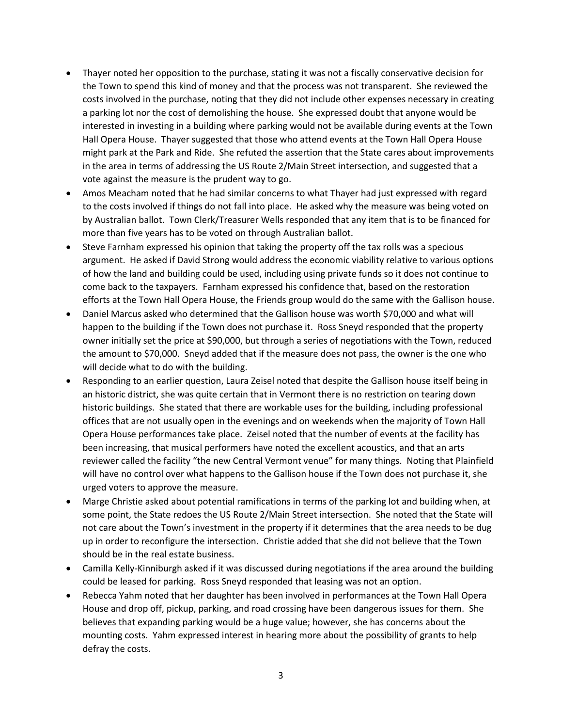- Thayer noted her opposition to the purchase, stating it was not a fiscally conservative decision for the Town to spend this kind of money and that the process was not transparent. She reviewed the costs involved in the purchase, noting that they did not include other expenses necessary in creating a parking lot nor the cost of demolishing the house. She expressed doubt that anyone would be interested in investing in a building where parking would not be available during events at the Town Hall Opera House. Thayer suggested that those who attend events at the Town Hall Opera House might park at the Park and Ride. She refuted the assertion that the State cares about improvements in the area in terms of addressing the US Route 2/Main Street intersection, and suggested that a vote against the measure is the prudent way to go.
- Amos Meacham noted that he had similar concerns to what Thayer had just expressed with regard to the costs involved if things do not fall into place. He asked why the measure was being voted on by Australian ballot. Town Clerk/Treasurer Wells responded that any item that is to be financed for more than five years has to be voted on through Australian ballot.
- Steve Farnham expressed his opinion that taking the property off the tax rolls was a specious argument. He asked if David Strong would address the economic viability relative to various options of how the land and building could be used, including using private funds so it does not continue to come back to the taxpayers. Farnham expressed his confidence that, based on the restoration efforts at the Town Hall Opera House, the Friends group would do the same with the Gallison house.
- Daniel Marcus asked who determined that the Gallison house was worth $70,000 and what will happen to the building if the Town does not purchase it. Ross Sneyd responded that the property owner initially set the price at $90,000, but through a series of negotiations with the Town, reduced the amount to $70,000. Sneyd added that if the measure does not pass, the owner is the one who will decide what to do with the building.
- Responding to an earlier question, Laura Zeisel noted that despite the Gallison house itself being in an historic district, she was quite certain that in Vermont there is no restriction on tearing down historic buildings. She stated that there are workable uses for the building, including professional offices that are not usually open in the evenings and on weekends when the majority of Town Hall Opera House performances take place. Zeisel noted that the number of events at the facility has been increasing, that musical performers have noted the excellent acoustics, and that an arts reviewer called the facility "the new Central Vermont venue" for many things. Noting that Plainfield will have no control over what happens to the Gallison house if the Town does not purchase it, she urged voters to approve the measure.
- Marge Christie asked about potential ramifications in terms of the parking lot and building when, at some point, the State redoes the US Route 2/Main Street intersection. She noted that the State will not care about the Town's investment in the property if it determines that the area needs to be dug up in order to reconfigure the intersection. Christie added that she did not believe that the Town should be in the real estate business.
- Camilla Kelly-Kinniburgh asked if it was discussed during negotiations if the area around the building could be leased for parking. Ross Sneyd responded that leasing was not an option.
- Rebecca Yahm noted that her daughter has been involved in performances at the Town Hall Opera House and drop off, pickup, parking, and road crossing have been dangerous issues for them. She believes that expanding parking would be a huge value; however, she has concerns about the mounting costs. Yahm expressed interest in hearing more about the possibility of grants to help defray the costs.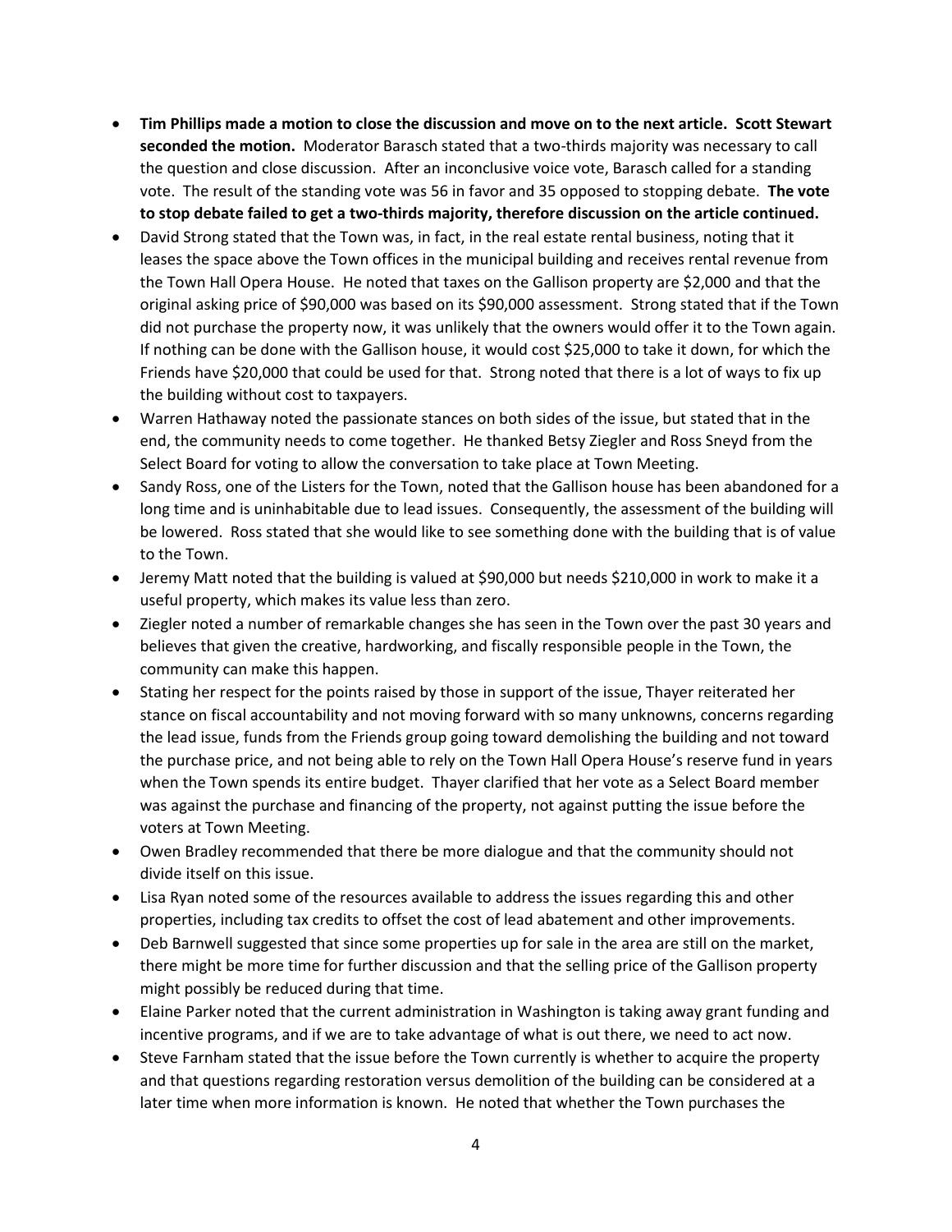- **Tim Phillips made a motion to close the discussion and move on to the next article. Scott Stewart seconded the motion.** Moderator Barasch stated that a two-thirds majority was necessary to call the question and close discussion. After an inconclusive voice vote, Barasch called for a standing vote. The result of the standing vote was 56 in favor and 35 opposed to stopping debate. **The vote to stop debate failed to get a two-thirds majority, therefore discussion on the article continued.**
- David Strong stated that the Town was, in fact, in the real estate rental business, noting that it leases the space above the Town offices in the municipal building and receives rental revenue from the Town Hall Opera House. He noted that taxes on the Gallison property are $2,000 and that the original asking price of $90,000 was based on its $90,000 assessment. Strong stated that if the Town did not purchase the property now, it was unlikely that the owners would offer it to the Town again. If nothing can be done with the Gallison house, it would cost $25,000 to take it down, for which the Friends have $20,000 that could be used for that. Strong noted that there is a lot of ways to fix up the building without cost to taxpayers.
- Warren Hathaway noted the passionate stances on both sides of the issue, but stated that in the end, the community needs to come together. He thanked Betsy Ziegler and Ross Sneyd from the Select Board for voting to allow the conversation to take place at Town Meeting.
- Sandy Ross, one of the Listers for the Town, noted that the Gallison house has been abandoned for a long time and is uninhabitable due to lead issues. Consequently, the assessment of the building will be lowered. Ross stated that she would like to see something done with the building that is of value to the Town.
- Jeremy Matt noted that the building is valued at $90,000 but needs $210,000 in work to make it a useful property, which makes its value less than zero.
- Ziegler noted a number of remarkable changes she has seen in the Town over the past 30 years and believes that given the creative, hardworking, and fiscally responsible people in the Town, the community can make this happen.
- Stating her respect for the points raised by those in support of the issue, Thayer reiterated her stance on fiscal accountability and not moving forward with so many unknowns, concerns regarding the lead issue, funds from the Friends group going toward demolishing the building and not toward the purchase price, and not being able to rely on the Town Hall Opera House's reserve fund in years when the Town spends its entire budget. Thayer clarified that her vote as a Select Board member was against the purchase and financing of the property, not against putting the issue before the voters at Town Meeting.
- Owen Bradley recommended that there be more dialogue and that the community should not divide itself on this issue.
- Lisa Ryan noted some of the resources available to address the issues regarding this and other properties, including tax credits to offset the cost of lead abatement and other improvements.
- Deb Barnwell suggested that since some properties up for sale in the area are still on the market, there might be more time for further discussion and that the selling price of the Gallison property might possibly be reduced during that time.
- Elaine Parker noted that the current administration in Washington is taking away grant funding and incentive programs, and if we are to take advantage of what is out there, we need to act now.
- Steve Farnham stated that the issue before the Town currently is whether to acquire the property and that questions regarding restoration versus demolition of the building can be considered at a later time when more information is known. He noted that whether the Town purchases the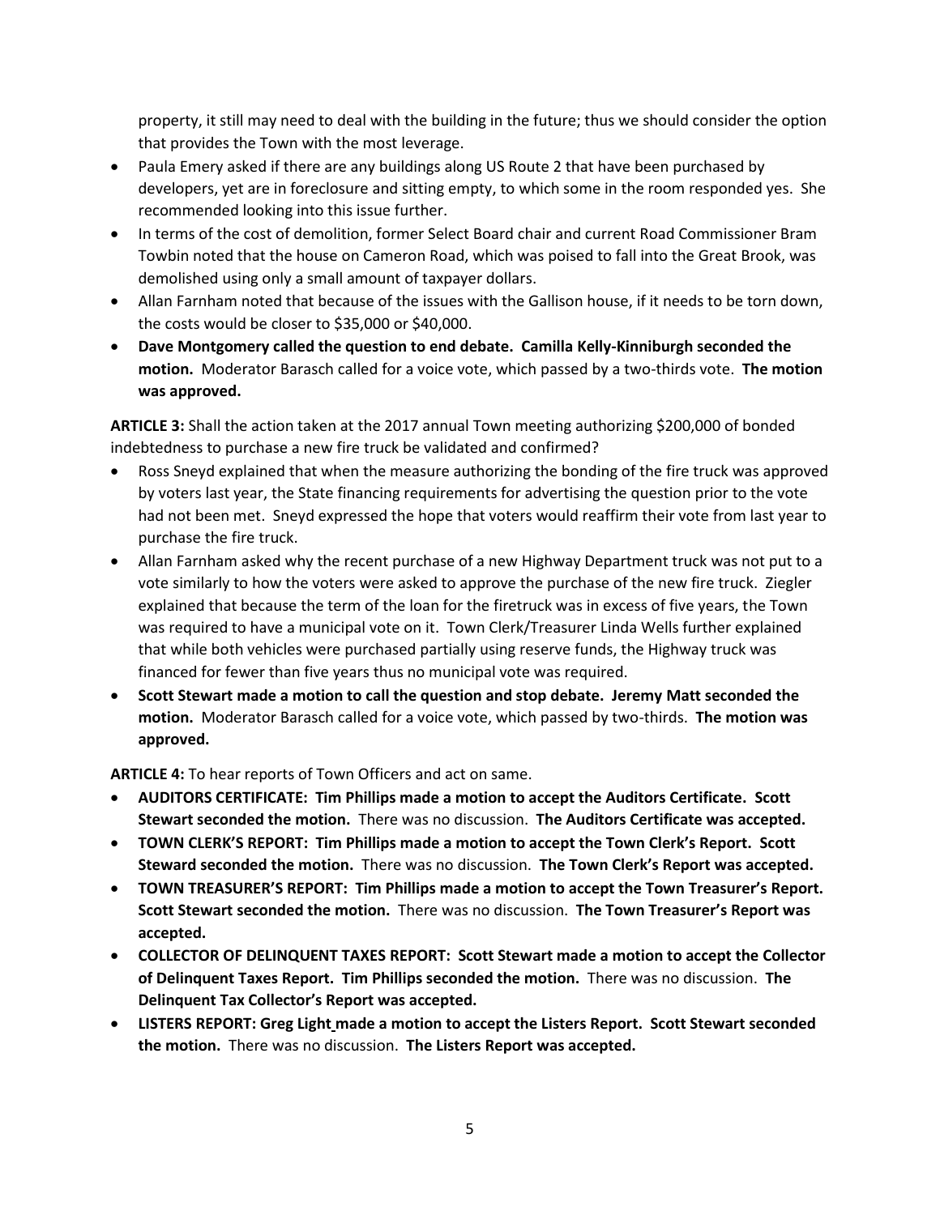property, it still may need to deal with the building in the future; thus we should consider the option that provides the Town with the most leverage.

- Paula Emery asked if there are any buildings along US Route 2 that have been purchased by developers, yet are in foreclosure and sitting empty, to which some in the room responded yes. She recommended looking into this issue further.
- In terms of the cost of demolition, former Select Board chair and current Road Commissioner Bram Towbin noted that the house on Cameron Road, which was poised to fall into the Great Brook, was demolished using only a small amount of taxpayer dollars.
- Allan Farnham noted that because of the issues with the Gallison house, if it needs to be torn down, the costs would be closer to $35,000 or $40,000.
- **Dave Montgomery called the question to end debate. Camilla Kelly-Kinniburgh seconded the motion.** Moderator Barasch called for a voice vote, which passed by a two-thirds vote. **The motion was approved.**

**ARTICLE 3:** Shall the action taken at the 2017 annual Town meeting authorizing $200,000 of bonded indebtedness to purchase a new fire truck be validated and confirmed?

- Ross Sneyd explained that when the measure authorizing the bonding of the fire truck was approved by voters last year, the State financing requirements for advertising the question prior to the vote had not been met. Sneyd expressed the hope that voters would reaffirm their vote from last year to purchase the fire truck.
- Allan Farnham asked why the recent purchase of a new Highway Department truck was not put to a vote similarly to how the voters were asked to approve the purchase of the new fire truck. Ziegler explained that because the term of the loan for the firetruck was in excess of five years, the Town was required to have a municipal vote on it. Town Clerk/Treasurer Linda Wells further explained that while both vehicles were purchased partially using reserve funds, the Highway truck was financed for fewer than five years thus no municipal vote was required.
- **Scott Stewart made a motion to call the question and stop debate. Jeremy Matt seconded the motion.** Moderator Barasch called for a voice vote, which passed by two-thirds. **The motion was approved.**

**ARTICLE 4:** To hear reports of Town Officers and act on same.

- **AUDITORS CERTIFICATE: Tim Phillips made a motion to accept the Auditors Certificate. Scott Stewart seconded the motion.** There was no discussion. **The Auditors Certificate was accepted.**
- **TOWN CLERK'S REPORT: Tim Phillips made a motion to accept the Town Clerk's Report. Scott Steward seconded the motion.** There was no discussion. **The Town Clerk's Report was accepted.**
- **TOWN TREASURER'S REPORT: Tim Phillips made a motion to accept the Town Treasurer's Report. Scott Stewart seconded the motion.** There was no discussion. **The Town Treasurer's Report was accepted.**
- **COLLECTOR OF DELINQUENT TAXES REPORT: Scott Stewart made a motion to accept the Collector of Delinquent Taxes Report. Tim Phillips seconded the motion.** There was no discussion. **The Delinquent Tax Collector's Report was accepted.**
- **LISTERS REPORT: Greg Light made a motion to accept the Listers Report. Scott Stewart seconded the motion.** There was no discussion. **The Listers Report was accepted.**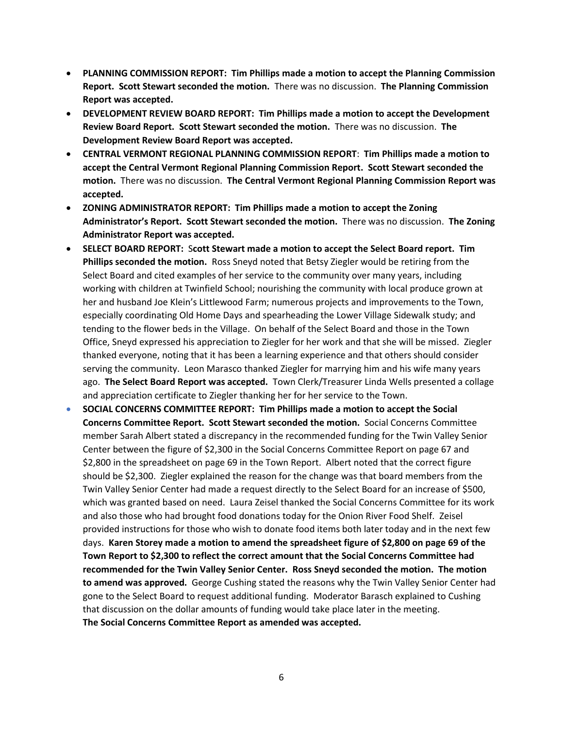- **PLANNING COMMISSION REPORT: Tim Phillips made a motion to accept the Planning Commission Report. Scott Stewart seconded the motion.** There was no discussion. **The Planning Commission Report was accepted.**
- **DEVELOPMENT REVIEW BOARD REPORT: Tim Phillips made a motion to accept the Development Review Board Report. Scott Stewart seconded the motion.** There was no discussion. **The Development Review Board Report was accepted.**
- **CENTRAL VERMONT REGIONAL PLANNING COMMISSION REPORT**: **Tim Phillips made a motion to accept the Central Vermont Regional Planning Commission Report. Scott Stewart seconded the motion.** There was no discussion. **The Central Vermont Regional Planning Commission Report was accepted.**
- **ZONING ADMINISTRATOR REPORT: Tim Phillips made a motion to accept the Zoning Administrator's Report. Scott Stewart seconded the motion.** There was no discussion. **The Zoning Administrator Report was accepted.**
- **SELECT BOARD REPORT: Scott Stewart made a motion to accept the Select Board report. Tim Phillips seconded the motion.** Ross Sneyd noted that Betsy Ziegler would be retiring from the Select Board and cited examples of her service to the community over many years, including working with children at Twinfield School; nourishing the community with local produce grown at her and husband Joe Klein's Littlewood Farm; numerous projects and improvements to the Town, especially coordinating Old Home Days and spearheading the Lower Village Sidewalk study; and tending to the flower beds in the Village. On behalf of the Select Board and those in the Town Office, Sneyd expressed his appreciation to Ziegler for her work and that she will be missed. Ziegler thanked everyone, noting that it has been a learning experience and that others should consider serving the community. Leon Marasco thanked Ziegler for marrying him and his wife many years ago. **The Select Board Report was accepted.** Town Clerk/Treasurer Linda Wells presented a collage and appreciation certificate to Ziegler thanking her for her service to the Town.
- **SOCIAL CONCERNS COMMITTEE REPORT: Tim Phillips made a motion to accept the Social Concerns Committee Report. Scott Stewart seconded the motion.** Social Concerns Committee member Sarah Albert stated a discrepancy in the recommended funding for the Twin Valley Senior Center between the figure of $2,300 in the Social Concerns Committee Report on page 67 and $2,800 in the spreadsheet on page 69 in the Town Report. Albert noted that the correct figure should be $2,300. Ziegler explained the reason for the change was that board members from the Twin Valley Senior Center had made a request directly to the Select Board for an increase of $500, which was granted based on need. Laura Zeisel thanked the Social Concerns Committee for its work and also those who had brought food donations today for the Onion River Food Shelf. Zeisel provided instructions for those who wish to donate food items both later today and in the next few days. **Karen Storey made a motion to amend the spreadsheet figure of $2,800 on page 69 of the Town Report to $2,300 to reflect the correct amount that the Social Concerns Committee had recommended for the Twin Valley Senior Center. Ross Sneyd seconded the motion. The motion to amend was approved.** George Cushing stated the reasons why the Twin Valley Senior Center had gone to the Select Board to request additional funding. Moderator Barasch explained to Cushing that discussion on the dollar amounts of funding would take place later in the meeting.
  **The Social Concerns Committee Report as amended was accepted.**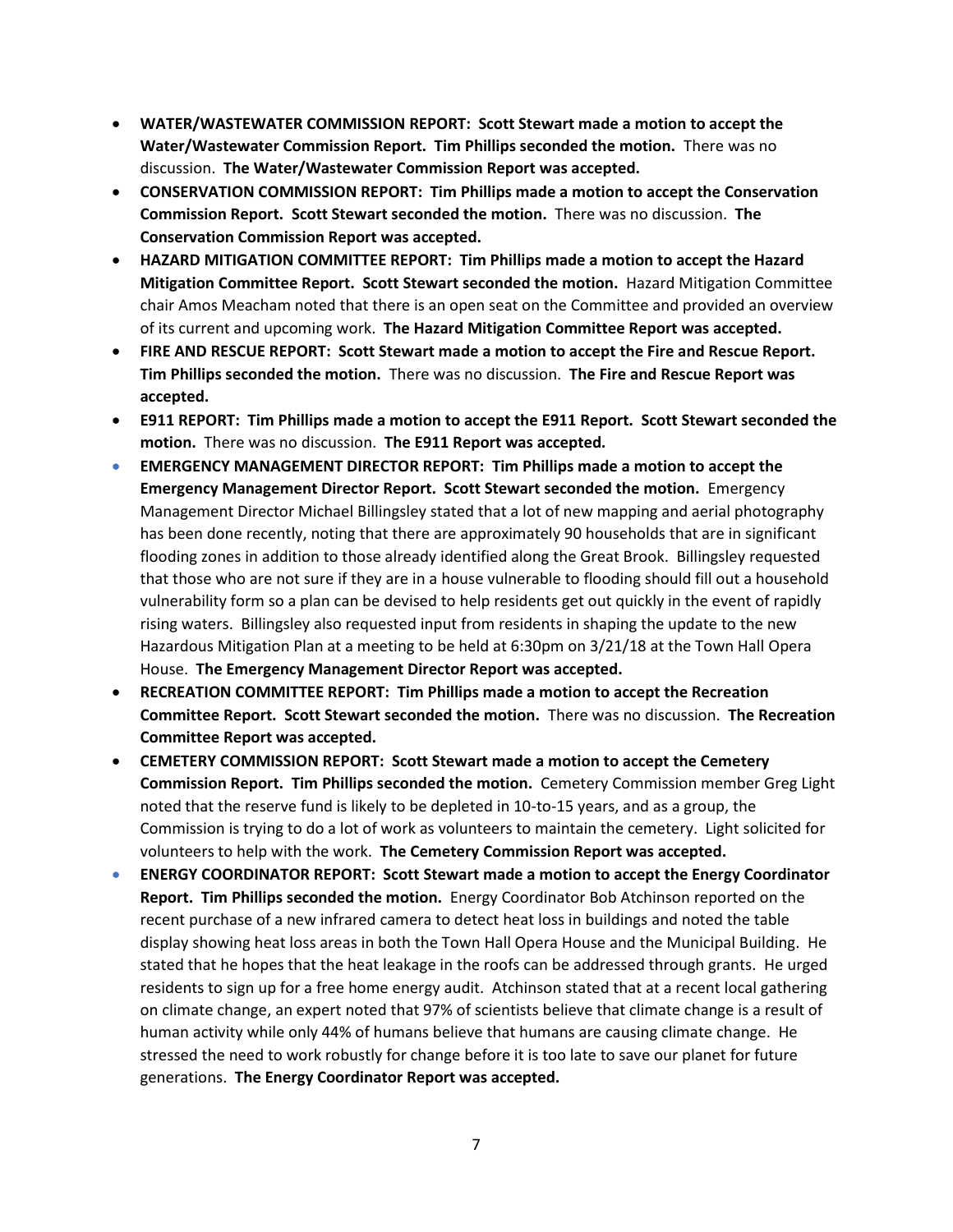- **WATER/WASTEWATER COMMISSION REPORT: Scott Stewart made a motion to accept the Water/Wastewater Commission Report. Tim Phillips seconded the motion.** There was no discussion. **The Water/Wastewater Commission Report was accepted.**
- **CONSERVATION COMMISSION REPORT: Tim Phillips made a motion to accept the Conservation Commission Report. Scott Stewart seconded the motion.** There was no discussion. **The Conservation Commission Report was accepted.**
- **HAZARD MITIGATION COMMITTEE REPORT: Tim Phillips made a motion to accept the Hazard Mitigation Committee Report. Scott Stewart seconded the motion.** Hazard Mitigation Committee chair Amos Meacham noted that there is an open seat on the Committee and provided an overview of its current and upcoming work. **The Hazard Mitigation Committee Report was accepted.**
- **FIRE AND RESCUE REPORT: Scott Stewart made a motion to accept the Fire and Rescue Report. Tim Phillips seconded the motion.** There was no discussion. **The Fire and Rescue Report was accepted.**
- **E911 REPORT: Tim Phillips made a motion to accept the E911 Report. Scott Stewart seconded the motion.** There was no discussion. **The E911 Report was accepted.**
- **EMERGENCY MANAGEMENT DIRECTOR REPORT: Tim Phillips made a motion to accept the Emergency Management Director Report. Scott Stewart seconded the motion.** Emergency Management Director Michael Billingsley stated that a lot of new mapping and aerial photography has been done recently, noting that there are approximately 90 households that are in significant flooding zones in addition to those already identified along the Great Brook. Billingsley requested that those who are not sure if they are in a house vulnerable to flooding should fill out a household vulnerability form so a plan can be devised to help residents get out quickly in the event of rapidly rising waters. Billingsley also requested input from residents in shaping the update to the new Hazardous Mitigation Plan at a meeting to be held at 6:30pm on 3/21/18 at the Town Hall Opera House. **The Emergency Management Director Report was accepted.**
- **RECREATION COMMITTEE REPORT: Tim Phillips made a motion to accept the Recreation Committee Report. Scott Stewart seconded the motion.** There was no discussion. **The Recreation Committee Report was accepted.**
- **CEMETERY COMMISSION REPORT: Scott Stewart made a motion to accept the Cemetery Commission Report. Tim Phillips seconded the motion.** Cemetery Commission member Greg Light noted that the reserve fund is likely to be depleted in 10-to-15 years, and as a group, the Commission is trying to do a lot of work as volunteers to maintain the cemetery. Light solicited for volunteers to help with the work. **The Cemetery Commission Report was accepted.**
- **ENERGY COORDINATOR REPORT: Scott Stewart made a motion to accept the Energy Coordinator Report. Tim Phillips seconded the motion.** Energy Coordinator Bob Atchinson reported on the recent purchase of a new infrared camera to detect heat loss in buildings and noted the table display showing heat loss areas in both the Town Hall Opera House and the Municipal Building. He stated that he hopes that the heat leakage in the roofs can be addressed through grants. He urged residents to sign up for a free home energy audit. Atchinson stated that at a recent local gathering on climate change, an expert noted that 97% of scientists believe that climate change is a result of human activity while only 44% of humans believe that humans are causing climate change. He stressed the need to work robustly for change before it is too late to save our planet for future generations. **The Energy Coordinator Report was accepted.**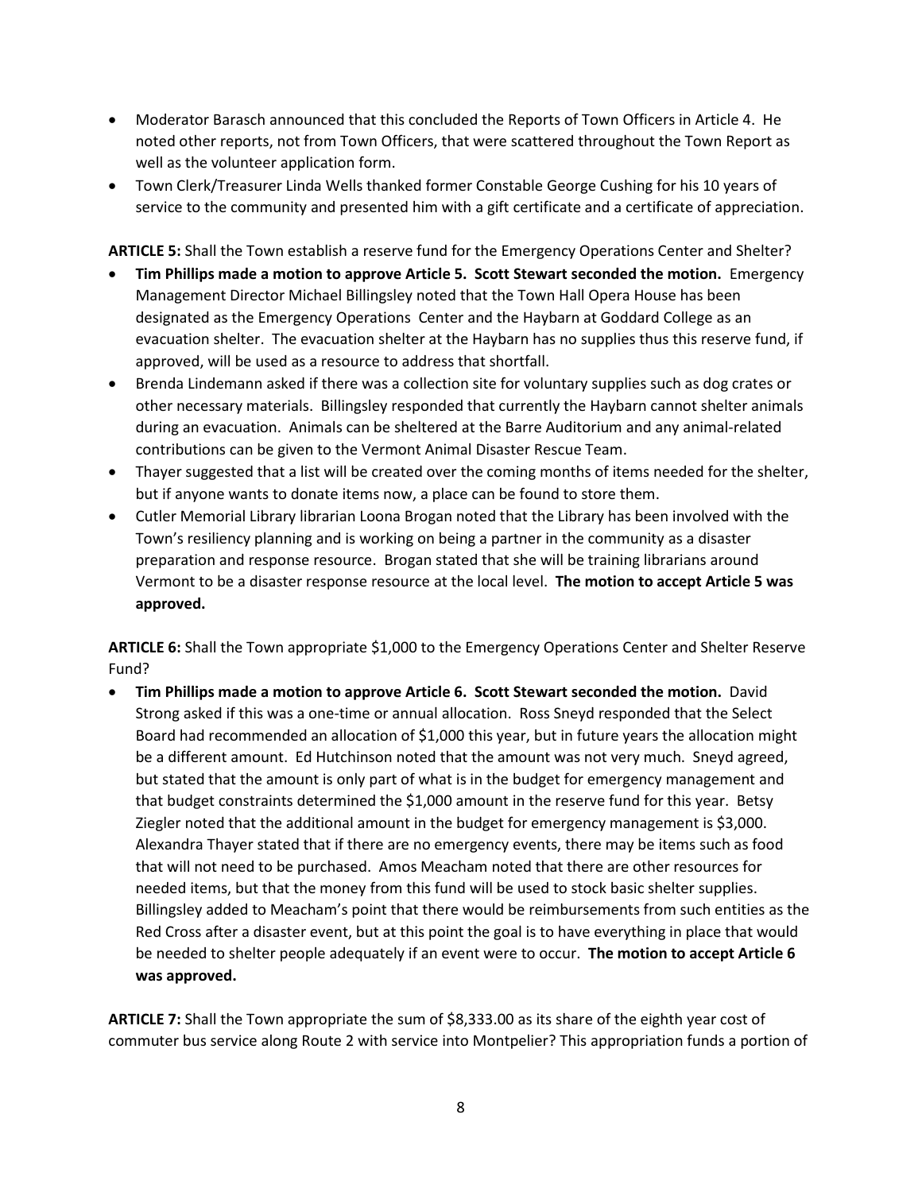- Moderator Barasch announced that this concluded the Reports of Town Officers in Article 4. He noted other reports, not from Town Officers, that were scattered throughout the Town Report as well as the volunteer application form.
- Town Clerk/Treasurer Linda Wells thanked former Constable George Cushing for his 10 years of service to the community and presented him with a gift certificate and a certificate of appreciation.

**ARTICLE 5:** Shall the Town establish a reserve fund for the Emergency Operations Center and Shelter?

- **Tim Phillips made a motion to approve Article 5. Scott Stewart seconded the motion.** Emergency Management Director Michael Billingsley noted that the Town Hall Opera House has been designated as the Emergency Operations Center and the Haybarn at Goddard College as an evacuation shelter. The evacuation shelter at the Haybarn has no supplies thus this reserve fund, if approved, will be used as a resource to address that shortfall.
- Brenda Lindemann asked if there was a collection site for voluntary supplies such as dog crates or other necessary materials. Billingsley responded that currently the Haybarn cannot shelter animals during an evacuation. Animals can be sheltered at the Barre Auditorium and any animal-related contributions can be given to the Vermont Animal Disaster Rescue Team.
- Thayer suggested that a list will be created over the coming months of items needed for the shelter, but if anyone wants to donate items now, a place can be found to store them.
- Cutler Memorial Library librarian Loona Brogan noted that the Library has been involved with the Town's resiliency planning and is working on being a partner in the community as a disaster preparation and response resource. Brogan stated that she will be training librarians around Vermont to be a disaster response resource at the local level. **The motion to accept Article 5 was approved.**

**ARTICLE 6:** Shall the Town appropriate $1,000 to the Emergency Operations Center and Shelter Reserve Fund?

- **Tim Phillips made a motion to approve Article 6. Scott Stewart seconded the motion.** David Strong asked if this was a one-time or annual allocation. Ross Sneyd responded that the Select Board had recommended an allocation of $1,000 this year, but in future years the allocation might be a different amount. Ed Hutchinson noted that the amount was not very much. Sneyd agreed, but stated that the amount is only part of what is in the budget for emergency management and that budget constraints determined the $1,000 amount in the reserve fund for this year. Betsy Ziegler noted that the additional amount in the budget for emergency management is $3,000. Alexandra Thayer stated that if there are no emergency events, there may be items such as food that will not need to be purchased. Amos Meacham noted that there are other resources for needed items, but that the money from this fund will be used to stock basic shelter supplies. Billingsley added to Meacham's point that there would be reimbursements from such entities as the Red Cross after a disaster event, but at this point the goal is to have everything in place that would be needed to shelter people adequately if an event were to occur. **The motion to accept Article 6 was approved.**

**ARTICLE 7:** Shall the Town appropriate the sum of $8,333.00 as its share of the eighth year cost of commuter bus service along Route 2 with service into Montpelier? This appropriation funds a portion of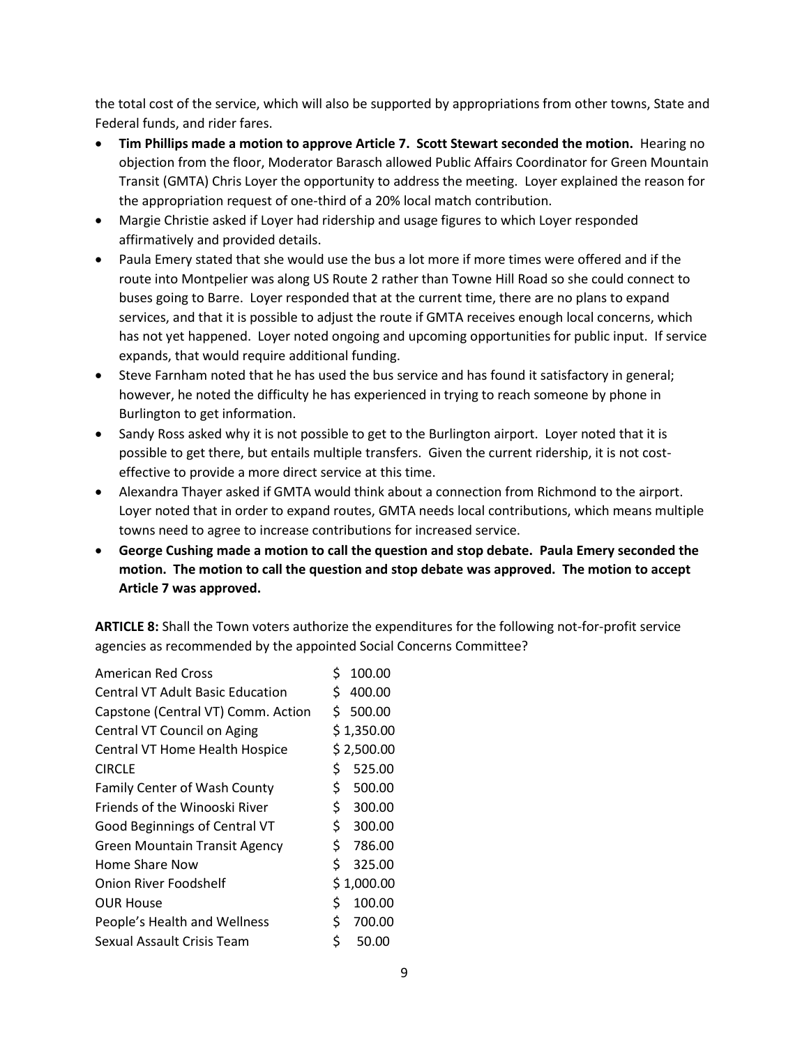the total cost of the service, which will also be supported by appropriations from other towns, State and Federal funds, and rider fares.

- **Tim Phillips made a motion to approve Article 7. Scott Stewart seconded the motion.** Hearing no objection from the floor, Moderator Barasch allowed Public Affairs Coordinator for Green Mountain Transit (GMTA) Chris Loyer the opportunity to address the meeting. Loyer explained the reason for the appropriation request of one-third of a 20% local match contribution.
- Margie Christie asked if Loyer had ridership and usage figures to which Loyer responded affirmatively and provided details.
- Paula Emery stated that she would use the bus a lot more if more times were offered and if the route into Montpelier was along US Route 2 rather than Towne Hill Road so she could connect to buses going to Barre. Loyer responded that at the current time, there are no plans to expand services, and that it is possible to adjust the route if GMTA receives enough local concerns, which has not yet happened. Loyer noted ongoing and upcoming opportunities for public input. If service expands, that would require additional funding.
- Steve Farnham noted that he has used the bus service and has found it satisfactory in general; however, he noted the difficulty he has experienced in trying to reach someone by phone in Burlington to get information.
- Sandy Ross asked why it is not possible to get to the Burlington airport. Loyer noted that it is possible to get there, but entails multiple transfers. Given the current ridership, it is not cost-effective to provide a more direct service at this time.
- Alexandra Thayer asked if GMTA would think about a connection from Richmond to the airport. Loyer noted that in order to expand routes, GMTA needs local contributions, which means multiple towns need to agree to increase contributions for increased service.
- **George Cushing made a motion to call the question and stop debate. Paula Emery seconded the motion. The motion to call the question and stop debate was approved. The motion to accept Article 7 was approved.**

**ARTICLE 8:** Shall the Town voters authorize the expenditures for the following not-for-profit service agencies as recommended by the appointed Social Concerns Committee?

| | |
|---|---|
| American Red Cross | $ 100.00 |
| Central VT Adult Basic Education | $ 400.00 |
| Capstone (Central VT) Comm. Action | $ 500.00 |
| Central VT Council on Aging | $ 1,350.00 |
| Central VT Home Health Hospice | $ 2,500.00 |
| CIRCLE | $ 525.00 |
| Family Center of Wash County | $ 500.00 |
| Friends of the Winooski River | $ 300.00 |
| Good Beginnings of Central VT | $ 300.00 |
| Green Mountain Transit Agency | $ 786.00 |
| Home Share Now | $ 325.00 |
| Onion River Foodshelf | $ 1,000.00 |
| OUR House | $ 100.00 |
| People's Health and Wellness | $ 700.00 |
| Sexual Assault Crisis Team | $ 50.00 |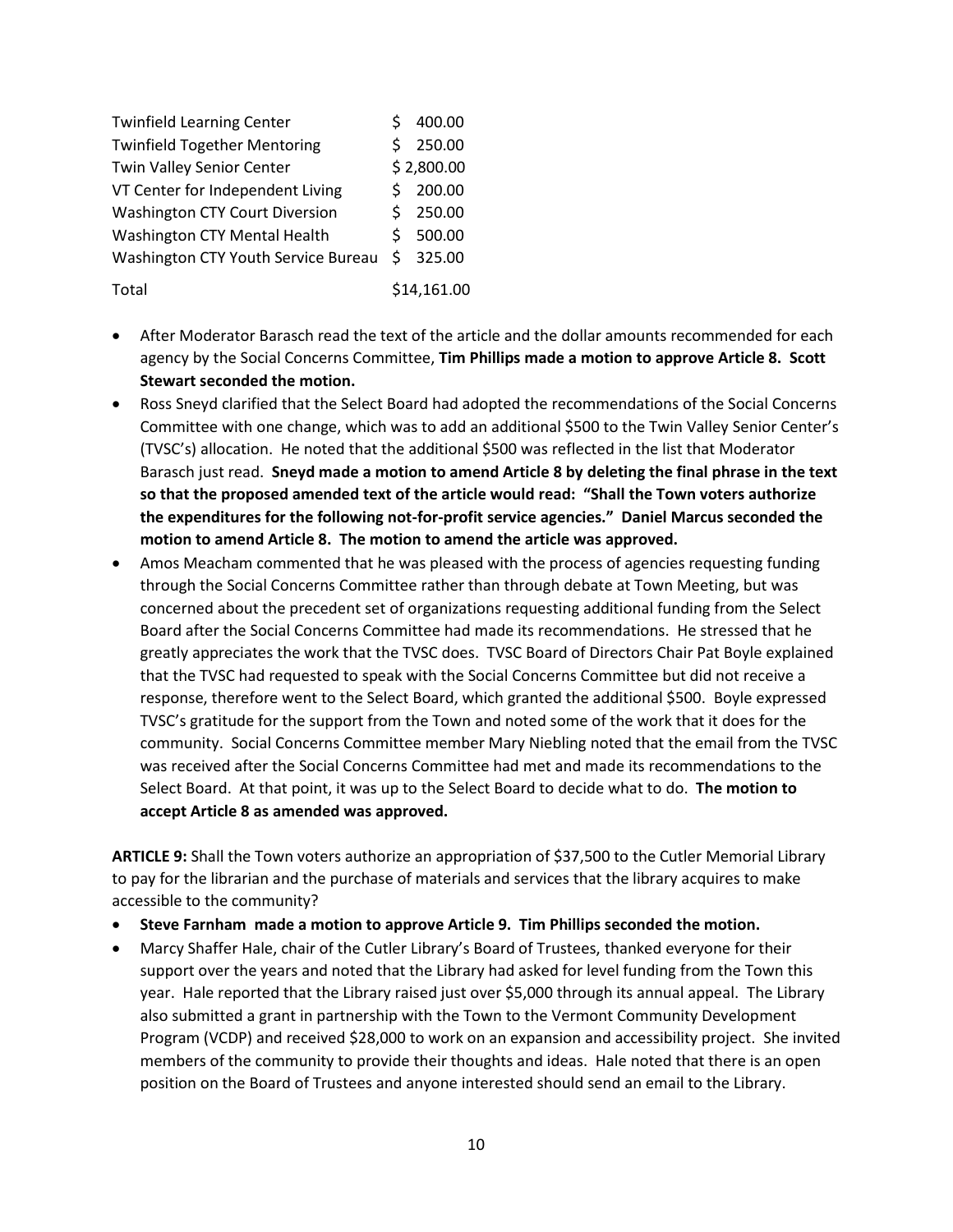| | |
|---|---|
| Twinfield Learning Center | $ 400.00 |
| Twinfield Together Mentoring | $ 250.00 |
| Twin Valley Senior Center | $ 2,800.00 |
| VT Center for Independent Living | $ 200.00 |
| Washington CTY Court Diversion | $ 250.00 |
| Washington CTY Mental Health | $ 500.00 |
| Washington CTY Youth Service Bureau | $ 325.00 |
| Total | $14,161.00 |

- After Moderator Barasch read the text of the article and the dollar amounts recommended for each agency by the Social Concerns Committee, **Tim Phillips made a motion to approve Article 8. Scott Stewart seconded the motion.**
- Ross Sneyd clarified that the Select Board had adopted the recommendations of the Social Concerns Committee with one change, which was to add an additional $500 to the Twin Valley Senior Center's (TVSC's) allocation. He noted that the additional $500 was reflected in the list that Moderator Barasch just read. **Sneyd made a motion to amend Article 8 by deleting the final phrase in the text so that the proposed amended text of the article would read: "Shall the Town voters authorize the expenditures for the following not-for-profit service agencies." Daniel Marcus seconded the motion to amend Article 8. The motion to amend the article was approved.**
- Amos Meacham commented that he was pleased with the process of agencies requesting funding through the Social Concerns Committee rather than through debate at Town Meeting, but was concerned about the precedent set of organizations requesting additional funding from the Select Board after the Social Concerns Committee had made its recommendations. He stressed that he greatly appreciates the work that the TVSC does. TVSC Board of Directors Chair Pat Boyle explained that the TVSC had requested to speak with the Social Concerns Committee but did not receive a response, therefore went to the Select Board, which granted the additional $500. Boyle expressed TVSC's gratitude for the support from the Town and noted some of the work that it does for the community. Social Concerns Committee member Mary Niebling noted that the email from the TVSC was received after the Social Concerns Committee had met and made its recommendations to the Select Board. At that point, it was up to the Select Board to decide what to do. **The motion to accept Article 8 as amended was approved.**

**ARTICLE 9:** Shall the Town voters authorize an appropriation of $37,500 to the Cutler Memorial Library to pay for the librarian and the purchase of materials and services that the library acquires to make accessible to the community?

- **Steve Farnham made a motion to approve Article 9. Tim Phillips seconded the motion.**
- Marcy Shaffer Hale, chair of the Cutler Library's Board of Trustees, thanked everyone for their support over the years and noted that the Library had asked for level funding from the Town this year. Hale reported that the Library raised just over $5,000 through its annual appeal. The Library also submitted a grant in partnership with the Town to the Vermont Community Development Program (VCDP) and received $28,000 to work on an expansion and accessibility project. She invited members of the community to provide their thoughts and ideas. Hale noted that there is an open position on the Board of Trustees and anyone interested should send an email to the Library.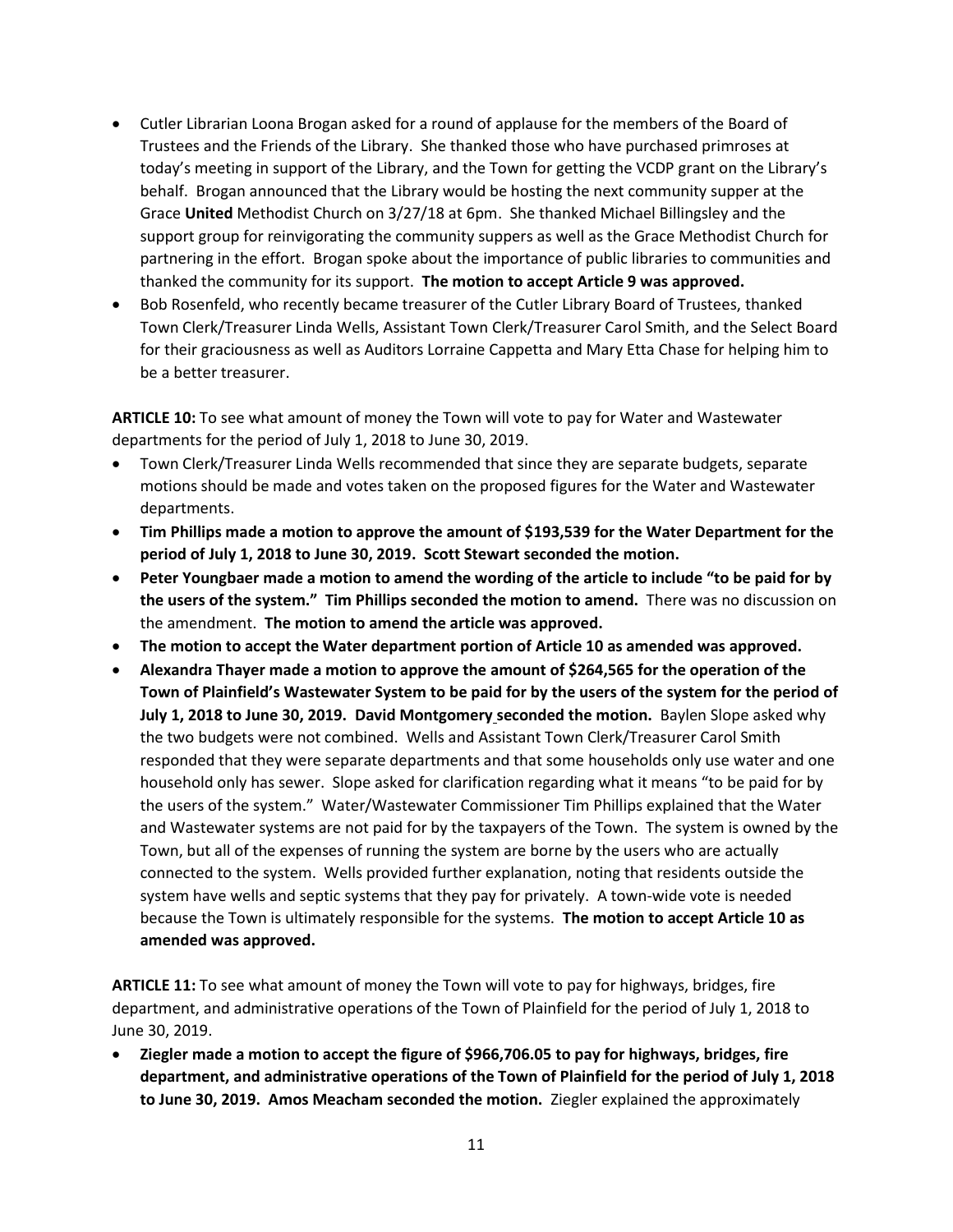- Cutler Librarian Loona Brogan asked for a round of applause for the members of the Board of Trustees and the Friends of the Library. She thanked those who have purchased primroses at today's meeting in support of the Library, and the Town for getting the VCDP grant on the Library's behalf. Brogan announced that the Library would be hosting the next community supper at the Grace **United** Methodist Church on 3/27/18 at 6pm. She thanked Michael Billingsley and the support group for reinvigorating the community suppers as well as the Grace Methodist Church for partnering in the effort. Brogan spoke about the importance of public libraries to communities and thanked the community for its support. **The motion to accept Article 9 was approved.**
- Bob Rosenfeld, who recently became treasurer of the Cutler Library Board of Trustees, thanked Town Clerk/Treasurer Linda Wells, Assistant Town Clerk/Treasurer Carol Smith, and the Select Board for their graciousness as well as Auditors Lorraine Cappetta and Mary Etta Chase for helping him to be a better treasurer.

**ARTICLE 10:** To see what amount of money the Town will vote to pay for Water and Wastewater departments for the period of July 1, 2018 to June 30, 2019.

- Town Clerk/Treasurer Linda Wells recommended that since they are separate budgets, separate motions should be made and votes taken on the proposed figures for the Water and Wastewater departments.
- **Tim Phillips made a motion to approve the amount of $193,539 for the Water Department for the period of July 1, 2018 to June 30, 2019. Scott Stewart seconded the motion.**
- **Peter Youngbaer made a motion to amend the wording of the article to include "to be paid for by the users of the system." Tim Phillips seconded the motion to amend.** There was no discussion on the amendment. **The motion to amend the article was approved.**
- **The motion to accept the Water department portion of Article 10 as amended was approved.**
- **Alexandra Thayer made a motion to approve the amount of $264,565 for the operation of the Town of Plainfield's Wastewater System to be paid for by the users of the system for the period of July 1, 2018 to June 30, 2019. David Montgomery seconded the motion.** Baylen Slope asked why the two budgets were not combined. Wells and Assistant Town Clerk/Treasurer Carol Smith responded that they were separate departments and that some households only use water and one household only has sewer. Slope asked for clarification regarding what it means "to be paid for by the users of the system." Water/Wastewater Commissioner Tim Phillips explained that the Water and Wastewater systems are not paid for by the taxpayers of the Town. The system is owned by the Town, but all of the expenses of running the system are borne by the users who are actually connected to the system. Wells provided further explanation, noting that residents outside the system have wells and septic systems that they pay for privately. A town-wide vote is needed because the Town is ultimately responsible for the systems. **The motion to accept Article 10 as amended was approved.**

**ARTICLE 11:** To see what amount of money the Town will vote to pay for highways, bridges, fire department, and administrative operations of the Town of Plainfield for the period of July 1, 2018 to June 30, 2019.

- **Ziegler made a motion to accept the figure of $966,706.05 to pay for highways, bridges, fire department, and administrative operations of the Town of Plainfield for the period of July 1, 2018 to June 30, 2019. Amos Meacham seconded the motion.** Ziegler explained the approximately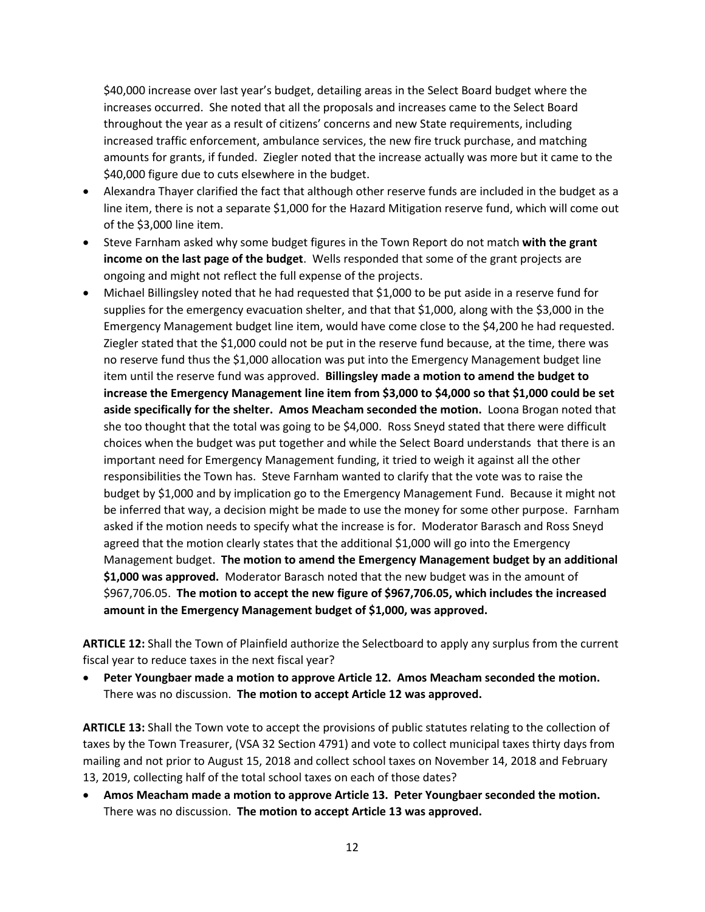$40,000 increase over last year's budget, detailing areas in the Select Board budget where the increases occurred. She noted that all the proposals and increases came to the Select Board throughout the year as a result of citizens' concerns and new State requirements, including increased traffic enforcement, ambulance services, the new fire truck purchase, and matching amounts for grants, if funded. Ziegler noted that the increase actually was more but it came to the $40,000 figure due to cuts elsewhere in the budget.

- Alexandra Thayer clarified the fact that although other reserve funds are included in the budget as a line item, there is not a separate $1,000 for the Hazard Mitigation reserve fund, which will come out of the $3,000 line item.
- Steve Farnham asked why some budget figures in the Town Report do not match **with the grant income on the last page of the budget**. Wells responded that some of the grant projects are ongoing and might not reflect the full expense of the projects.
- Michael Billingsley noted that he had requested that $1,000 to be put aside in a reserve fund for supplies for the emergency evacuation shelter, and that that $1,000, along with the $3,000 in the Emergency Management budget line item, would have come close to the $4,200 he had requested. Ziegler stated that the $1,000 could not be put in the reserve fund because, at the time, there was no reserve fund thus the $1,000 allocation was put into the Emergency Management budget line item until the reserve fund was approved. **Billingsley made a motion to amend the budget to increase the Emergency Management line item from $3,000 to $4,000 so that $1,000 could be set aside specifically for the shelter. Amos Meacham seconded the motion.** Loona Brogan noted that she too thought that the total was going to be $4,000. Ross Sneyd stated that there were difficult choices when the budget was put together and while the Select Board understands that there is an important need for Emergency Management funding, it tried to weigh it against all the other responsibilities the Town has. Steve Farnham wanted to clarify that the vote was to raise the budget by $1,000 and by implication go to the Emergency Management Fund. Because it might not be inferred that way, a decision might be made to use the money for some other purpose. Farnham asked if the motion needs to specify what the increase is for. Moderator Barasch and Ross Sneyd agreed that the motion clearly states that the additional $1,000 will go into the Emergency Management budget. **The motion to amend the Emergency Management budget by an additional $1,000 was approved.** Moderator Barasch noted that the new budget was in the amount of $967,706.05. **The motion to accept the new figure of $967,706.05, which includes the increased amount in the Emergency Management budget of $1,000, was approved.**

**ARTICLE 12:** Shall the Town of Plainfield authorize the Selectboard to apply any surplus from the current fiscal year to reduce taxes in the next fiscal year?

- **Peter Youngbaer made a motion to approve Article 12. Amos Meacham seconded the motion.** There was no discussion. **The motion to accept Article 12 was approved.**

**ARTICLE 13:** Shall the Town vote to accept the provisions of public statutes relating to the collection of taxes by the Town Treasurer, (VSA 32 Section 4791) and vote to collect municipal taxes thirty days from mailing and not prior to August 15, 2018 and collect school taxes on November 14, 2018 and February 13, 2019, collecting half of the total school taxes on each of those dates?

- **Amos Meacham made a motion to approve Article 13. Peter Youngbaer seconded the motion.** There was no discussion. **The motion to accept Article 13 was approved.**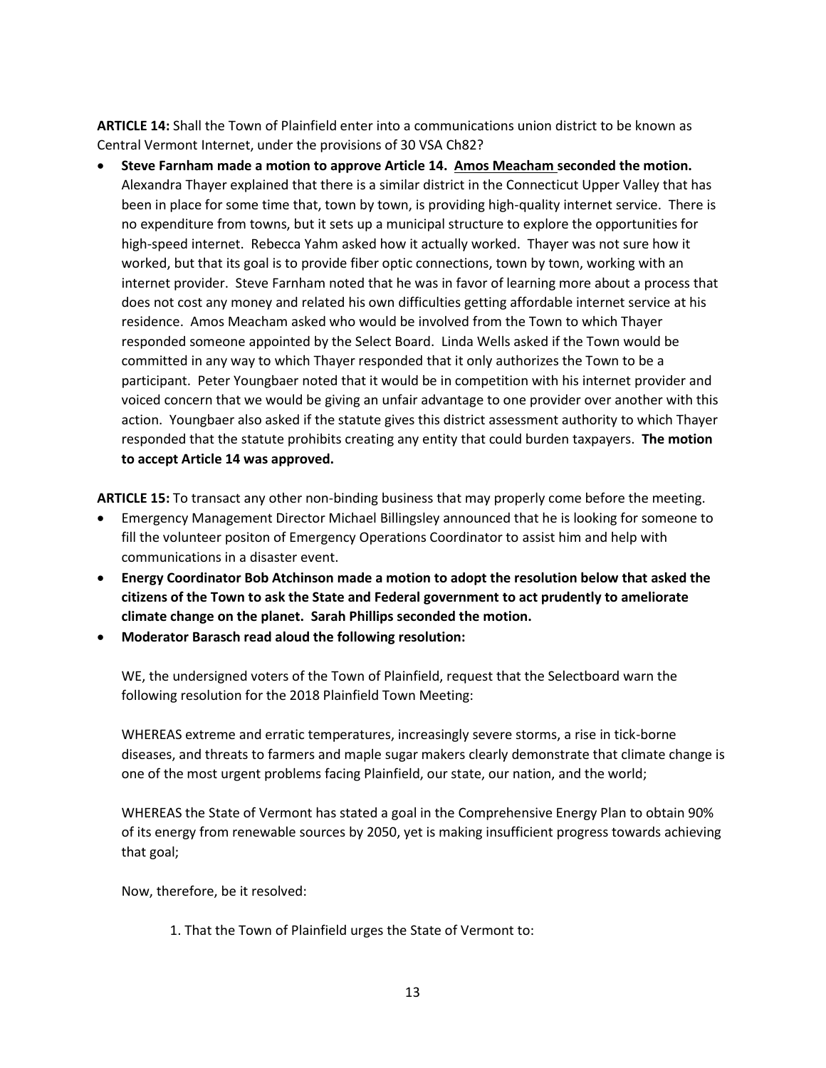**ARTICLE 14:** Shall the Town of Plainfield enter into a communications union district to be known as Central Vermont Internet, under the provisions of 30 VSA Ch82?

- **Steve Farnham made a motion to approve Article 14. <u>Amos Meacham</u> seconded the motion.** Alexandra Thayer explained that there is a similar district in the Connecticut Upper Valley that has been in place for some time that, town by town, is providing high-quality internet service. There is no expenditure from towns, but it sets up a municipal structure to explore the opportunities for high-speed internet. Rebecca Yahm asked how it actually worked. Thayer was not sure how it worked, but that its goal is to provide fiber optic connections, town by town, working with an internet provider. Steve Farnham noted that he was in favor of learning more about a process that does not cost any money and related his own difficulties getting affordable internet service at his residence. Amos Meacham asked who would be involved from the Town to which Thayer responded someone appointed by the Select Board. Linda Wells asked if the Town would be committed in any way to which Thayer responded that it only authorizes the Town to be a participant. Peter Youngbaer noted that it would be in competition with his internet provider and voiced concern that we would be giving an unfair advantage to one provider over another with this action. Youngbaer also asked if the statute gives this district assessment authority to which Thayer responded that the statute prohibits creating any entity that could burden taxpayers. **The motion to accept Article 14 was approved.**

**ARTICLE 15:** To transact any other non-binding business that may properly come before the meeting.

- Emergency Management Director Michael Billingsley announced that he is looking for someone to fill the volunteer positon of Emergency Operations Coordinator to assist him and help with communications in a disaster event.
- **Energy Coordinator Bob Atchinson made a motion to adopt the resolution below that asked the citizens of the Town to ask the State and Federal government to act prudently to ameliorate climate change on the planet. Sarah Phillips seconded the motion.**
- **Moderator Barasch read aloud the following resolution:**

WE, the undersigned voters of the Town of Plainfield, request that the Selectboard warn the following resolution for the 2018 Plainfield Town Meeting:

WHEREAS extreme and erratic temperatures, increasingly severe storms, a rise in tick-borne diseases, and threats to farmers and maple sugar makers clearly demonstrate that climate change is one of the most urgent problems facing Plainfield, our state, our nation, and the world;

WHEREAS the State of Vermont has stated a goal in the Comprehensive Energy Plan to obtain 90% of its energy from renewable sources by 2050, yet is making insufficient progress towards achieving that goal;

Now, therefore, be it resolved:

1. That the Town of Plainfield urges the State of Vermont to: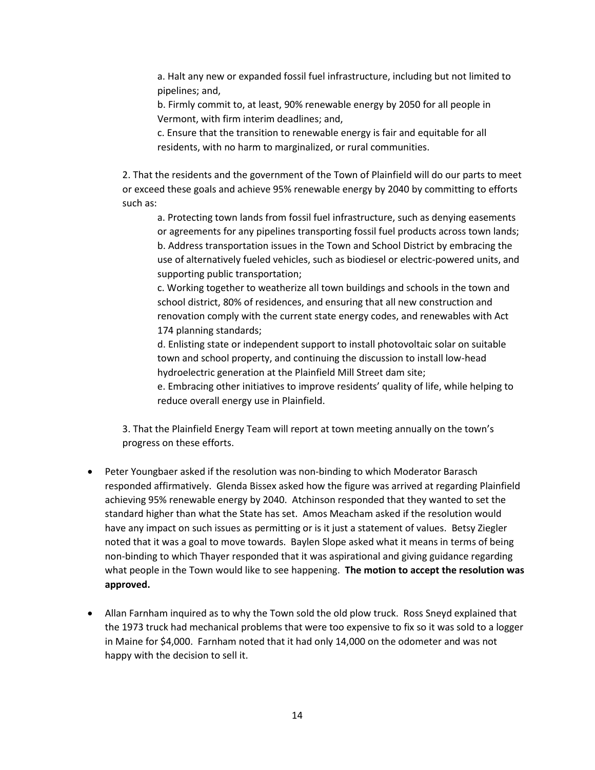a. Halt any new or expanded fossil fuel infrastructure, including but not limited to pipelines; and,

b. Firmly commit to, at least, 90% renewable energy by 2050 for all people in Vermont, with firm interim deadlines; and,

c. Ensure that the transition to renewable energy is fair and equitable for all residents, with no harm to marginalized, or rural communities.

2. That the residents and the government of the Town of Plainfield will do our parts to meet or exceed these goals and achieve 95% renewable energy by 2040 by committing to efforts such as:

    a. Protecting town lands from fossil fuel infrastructure, such as denying easements or agreements for any pipelines transporting fossil fuel products across town lands;

    b. Address transportation issues in the Town and School District by embracing the use of alternatively fueled vehicles, such as biodiesel or electric-powered units, and supporting public transportation;

    c. Working together to weatherize all town buildings and schools in the town and school district, 80% of residences, and ensuring that all new construction and renovation comply with the current state energy codes, and renewables with Act 174 planning standards;

    d. Enlisting state or independent support to install photovoltaic solar on suitable town and school property, and continuing the discussion to install low-head hydroelectric generation at the Plainfield Mill Street dam site;

    e. Embracing other initiatives to improve residents' quality of life, while helping to reduce overall energy use in Plainfield.

3. That the Plainfield Energy Team will report at town meeting annually on the town's progress on these efforts.

- Peter Youngbaer asked if the resolution was non-binding to which Moderator Barasch responded affirmatively. Glenda Bissex asked how the figure was arrived at regarding Plainfield achieving 95% renewable energy by 2040. Atchinson responded that they wanted to set the standard higher than what the State has set. Amos Meacham asked if the resolution would have any impact on such issues as permitting or is it just a statement of values. Betsy Ziegler noted that it was a goal to move towards. Baylen Slope asked what it means in terms of being non-binding to which Thayer responded that it was aspirational and giving guidance regarding what people in the Town would like to see happening. **The motion to accept the resolution was approved.**

- Allan Farnham inquired as to why the Town sold the old plow truck. Ross Sneyd explained that the 1973 truck had mechanical problems that were too expensive to fix so it was sold to a logger in Maine for $4,000. Farnham noted that it had only 14,000 on the odometer and was not happy with the decision to sell it.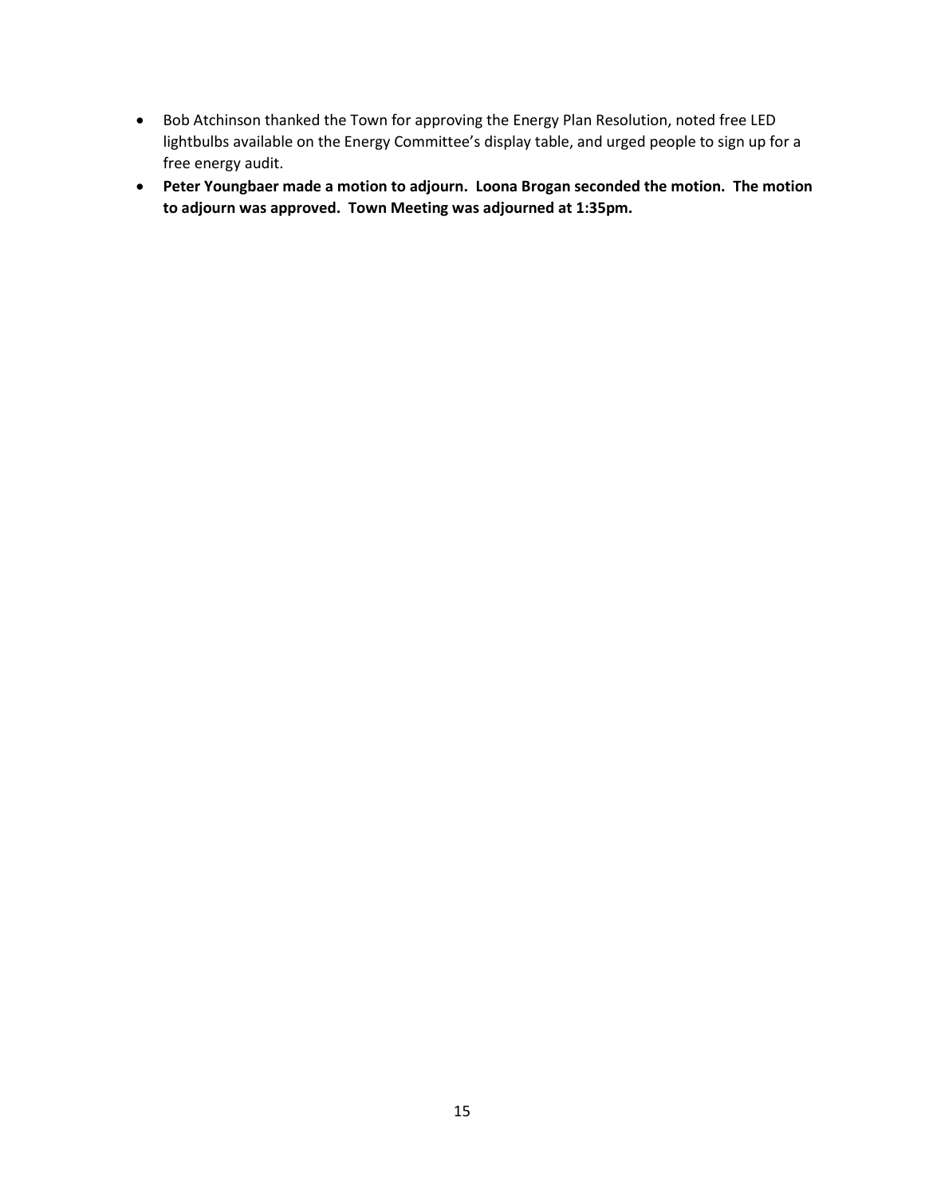- Bob Atchinson thanked the Town for approving the Energy Plan Resolution, noted free LED lightbulbs available on the Energy Committee's display table, and urged people to sign up for a free energy audit.
- **Peter Youngbaer made a motion to adjourn. Loona Brogan seconded the motion. The motion to adjourn was approved. Town Meeting was adjourned at 1:35pm.**